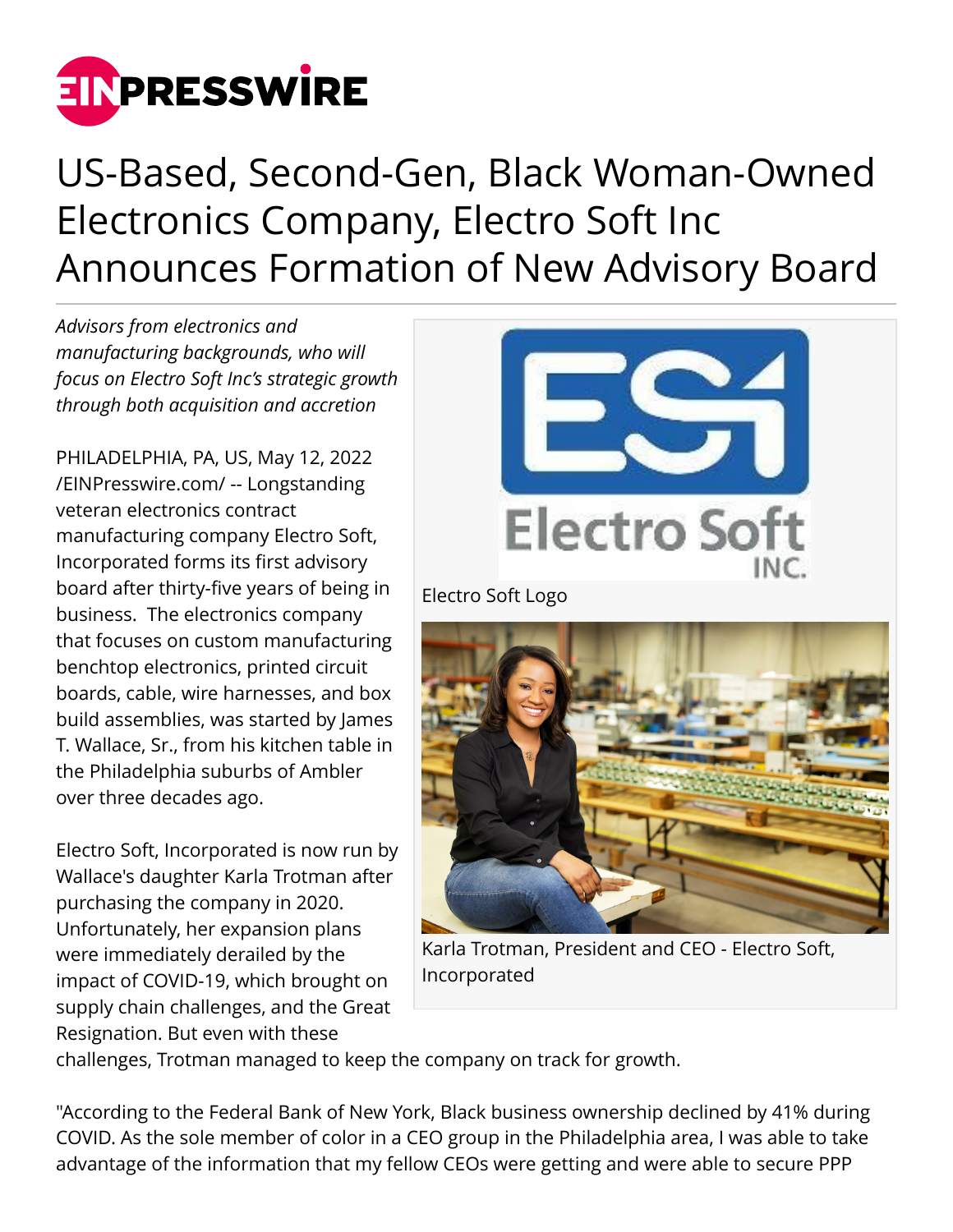# US-Based, Second-Gen, Black Woman-Owned Electronics Company, Electro Soft Inc Announces Formation of New Advisory Board

*Advisors from electronics and manufacturing backgrounds, who will focus on Electro Soft Inc's strategic growth through both acquisition and accretion*

PHILADELPHIA, PA, US, May 12, 2022 /EINPresswire.com/ -- Longstanding veteran electronics contract manufacturing company Electro Soft, Incorporated forms its first advisory board after thirty-five years of being in business. The electronics company that focuses on custom manufacturing benchtop electronics, printed circuit boards, cable, wire harnesses, and box build assemblies, was started by James T. Wallace, Sr., from his kitchen table in the Philadelphia suburbs of Ambler over three decades ago.

Electro Soft Logo

Karla Trotman, President and CEO - Electro Soft, Incorporated

Electro Soft, Incorporated is now run by Wallace's daughter Karla Trotman after purchasing the company in 2020. Unfortunately, her expansion plans were immediately derailed by the impact of COVID-19, which brought on supply chain challenges, and the Great Resignation. But even with these challenges, Trotman managed to keep the company on track for growth.

"According to the Federal Bank of New York, Black business ownership declined by 41% during COVID. As the sole member of color in a CEO group in the Philadelphia area, I was able to take advantage of the information that my fellow CEOs were getting and were able to secure PPP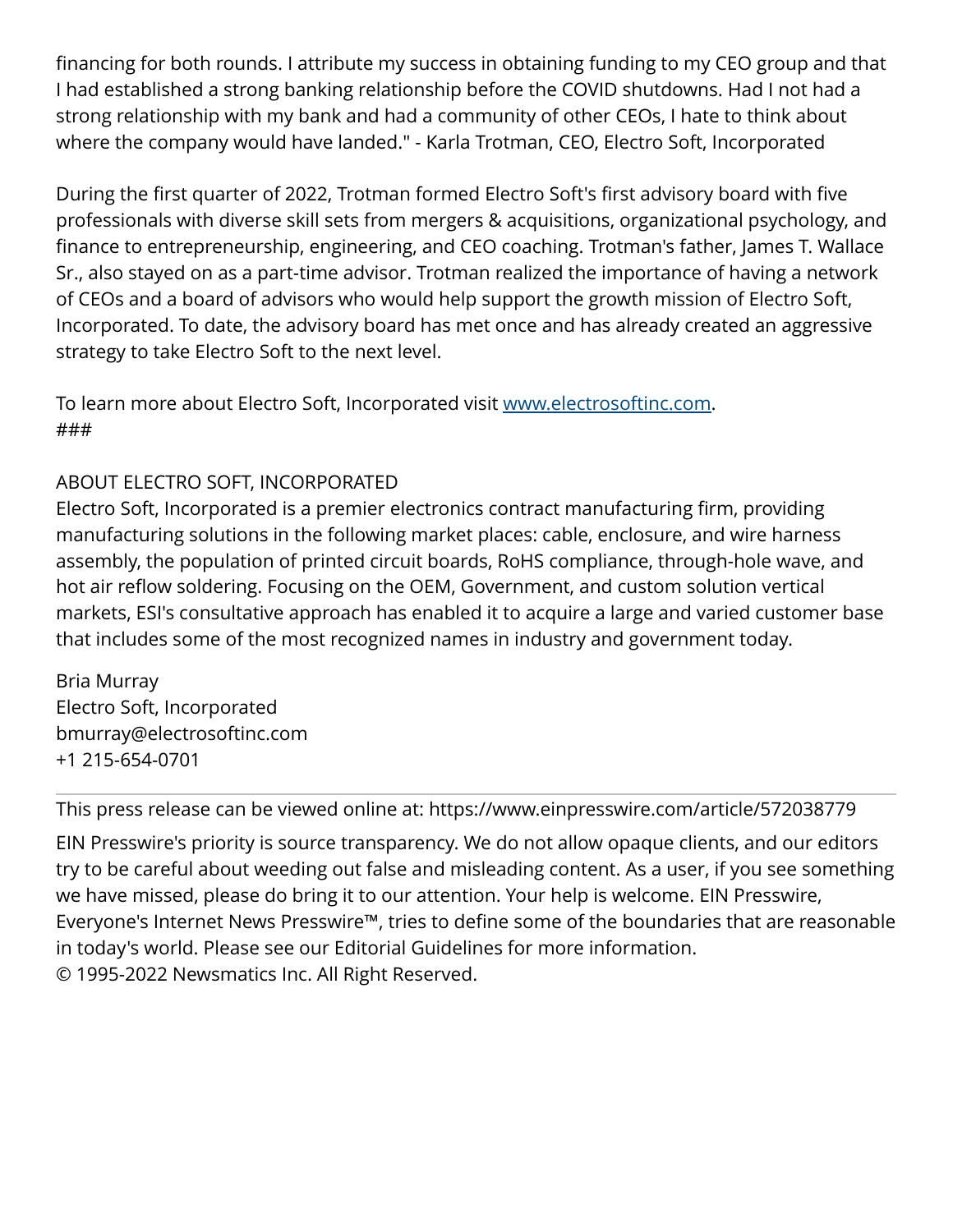financing for both rounds. I attribute my success in obtaining funding to my CEO group and that I had established a strong banking relationship before the COVID shutdowns. Had I not had a strong relationship with my bank and had a community of other CEOs, I hate to think about where the company would have landed." - Karla Trotman, CEO, Electro Soft, Incorporated

During the first quarter of 2022, Trotman formed Electro Soft's first advisory board with five professionals with diverse skill sets from mergers & acquisitions, organizational psychology, and finance to entrepreneurship, engineering, and CEO coaching. Trotman's father, James T. Wallace Sr., also stayed on as a part-time advisor. Trotman realized the importance of having a network of CEOs and a board of advisors who would help support the growth mission of Electro Soft, Incorporated. To date, the advisory board has met once and has already created an aggressive strategy to take Electro Soft to the next level.

To learn more about Electro Soft, Incorporated visit [www.electrosoftinc.com](www.electrosoftinc.com).

###

ABOUT ELECTRO SOFT, INCORPORATED

Electro Soft, Incorporated is a premier electronics contract manufacturing firm, providing manufacturing solutions in the following market places: cable, enclosure, and wire harness assembly, the population of printed circuit boards, RoHS compliance, through-hole wave, and hot air reflow soldering. Focusing on the OEM, Government, and custom solution vertical markets, ESI's consultative approach has enabled it to acquire a large and varied customer base that includes some of the most recognized names in industry and government today.

Bria Murray
Electro Soft, Incorporated
bmurray@electrosoftinc.com
+1 215-654-0701

---

This press release can be viewed online at: https://www.einpresswire.com/article/572038779

EIN Presswire's priority is source transparency. We do not allow opaque clients, and our editors try to be careful about weeding out false and misleading content. As a user, if you see something we have missed, please do bring it to our attention. Your help is welcome. EIN Presswire, Everyone's Internet News Presswire™, tries to define some of the boundaries that are reasonable in today's world. Please see our Editorial Guidelines for more information.
© 1995-2022 Newsmatics Inc. All Right Reserved.